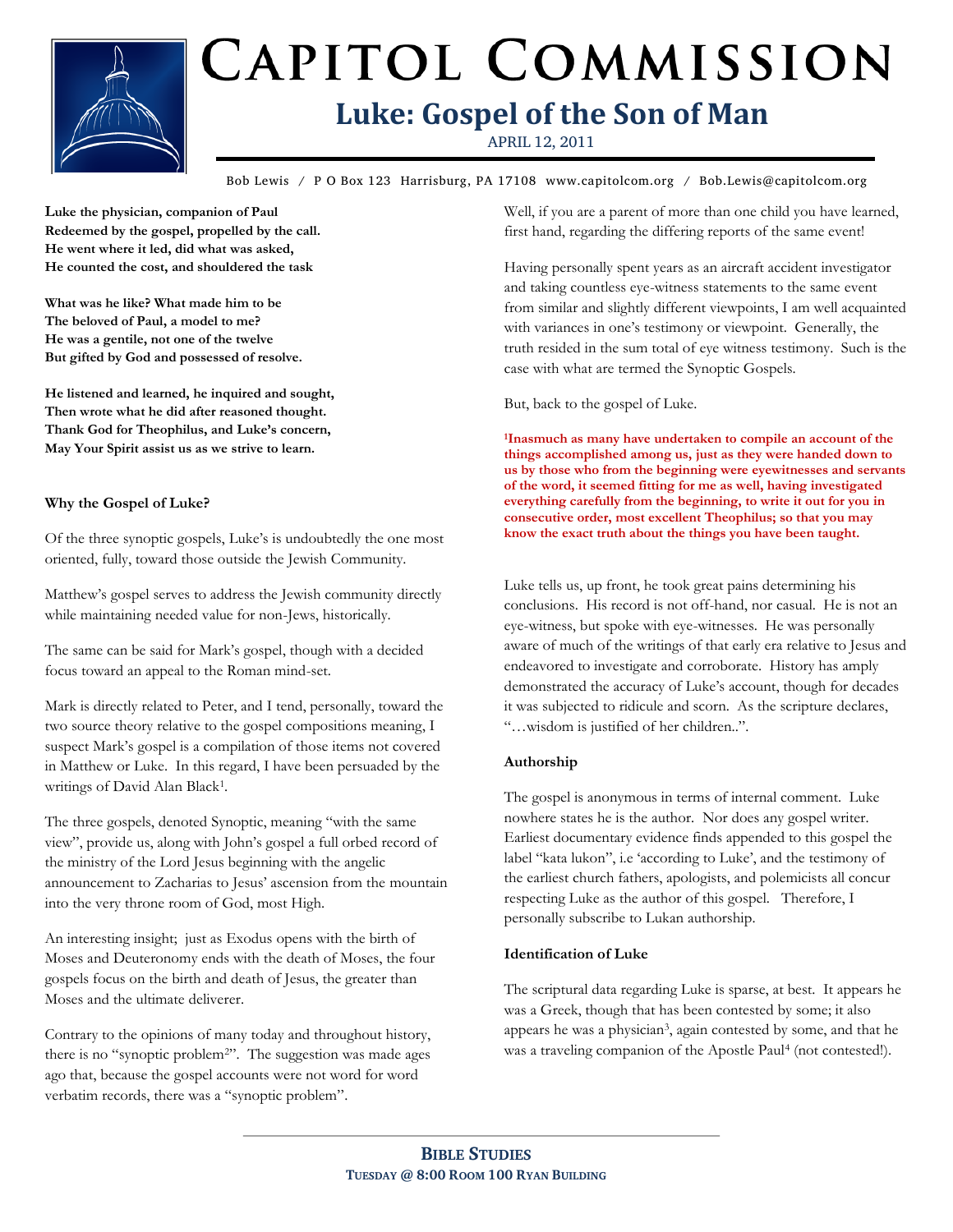# Capitol Commission

## Luke: Gospel of the Son of Man

APRIL 12, 2011

Bob Lewis / P O Box 123 Harrisburg, PA 17108 www.capitolcom.org / Bob.Lewis@capitolcom.org

**Luke the physician, companion of Paul**
**Redeemed by the gospel, propelled by the call.**
**He went where it led, did what was asked,**
**He counted the cost, and shouldered the task**

**What was he like? What made him to be**
**The beloved of Paul, a model to me?**
**He was a gentile, not one of the twelve**
**But gifted by God and possessed of resolve.**

**He listened and learned, he inquired and sought,**
**Then wrote what he did after reasoned thought.**
**Thank God for Theophilus, and Luke's concern,**
**May Your Spirit assist us as we strive to learn.**

### Why the Gospel of Luke?

Of the three synoptic gospels, Luke's is undoubtedly the one most oriented, fully, toward those outside the Jewish Community.

Matthew's gospel serves to address the Jewish community directly while maintaining needed value for non-Jews, historically.

The same can be said for Mark's gospel, though with a decided focus toward an appeal to the Roman mind-set.

Mark is directly related to Peter, and I tend, personally, toward the two source theory relative to the gospel compositions meaning, I suspect Mark's gospel is a compilation of those items not covered in Matthew or Luke. In this regard, I have been persuaded by the writings of David Alan Black[1].

The three gospels, denoted Synoptic, meaning "with the same view", provide us, along with John's gospel a full orbed record of the ministry of the Lord Jesus beginning with the angelic announcement to Zacharias to Jesus' ascension from the mountain into the very throne room of God, most High.

An interesting insight; just as Exodus opens with the birth of Moses and Deuteronomy ends with the death of Moses, the four gospels focus on the birth and death of Jesus, the greater than Moses and the ultimate deliverer.

Contrary to the opinions of many today and throughout history, there is no "synoptic problem[2]". The suggestion was made ages ago that, because the gospel accounts were not word for word verbatim records, there was a "synoptic problem".

Well, if you are a parent of more than one child you have learned, first hand, regarding the differing reports of the same event!

Having personally spent years as an aircraft accident investigator and taking countless eye-witness statements to the same event from similar and slightly different viewpoints, I am well acquainted with variances in one's testimony or viewpoint. Generally, the truth resided in the sum total of eye witness testimony. Such is the case with what are termed the Synoptic Gospels.

But, back to the gospel of Luke.

**[1]Inasmuch as many have undertaken to compile an account of the things accomplished among us, just as they were handed down to us by those who from the beginning were eyewitnesses and servants of the word, it seemed fitting for me as well, having investigated everything carefully from the beginning, to write it out for you in consecutive order, most excellent Theophilus; so that you may know the exact truth about the things you have been taught.**

Luke tells us, up front, he took great pains determining his conclusions. His record is not off-hand, nor casual. He is not an eye-witness, but spoke with eye-witnesses. He was personally aware of much of the writings of that early era relative to Jesus and endeavored to investigate and corroborate. History has amply demonstrated the accuracy of Luke's account, though for decades it was subjected to ridicule and scorn. As the scripture declares, "…wisdom is justified of her children..".

### Authorship

The gospel is anonymous in terms of internal comment. Luke nowhere states he is the author. Nor does any gospel writer. Earliest documentary evidence finds appended to this gospel the label "kata lukon", i.e 'according to Luke', and the testimony of the earliest church fathers, apologists, and polemicists all concur respecting Luke as the author of this gospel. Therefore, I personally subscribe to Lukan authorship.

### Identification of Luke

The scriptural data regarding Luke is sparse, at best. It appears he was a Greek, though that has been contested by some; it also appears he was a physician[3], again contested by some, and that he was a traveling companion of the Apostle Paul[4] (not contested!).

**BIBLE STUDIES**
**TUESDAY @ 8:00 ROOM 100 RYAN BUILDING**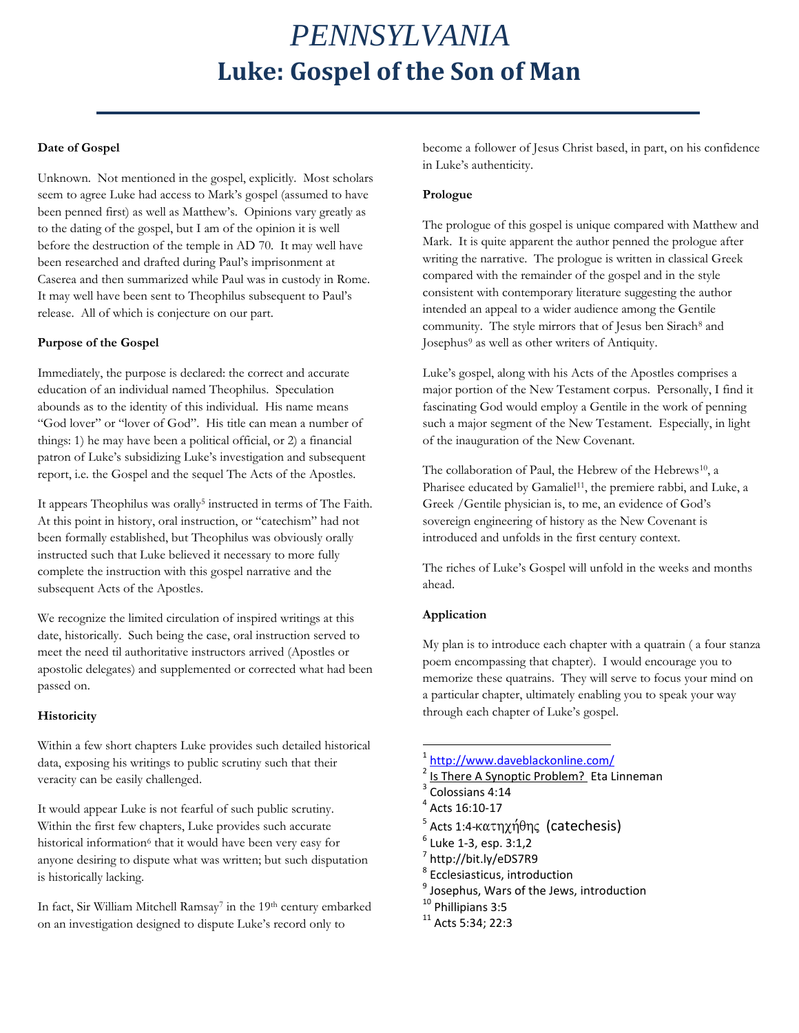// PENNSYLVANIA

# Luke: Gospel of the Son of Man

**Date of Gospel**

Unknown. Not mentioned in the gospel, explicitly. Most scholars seem to agree Luke had access to Mark's gospel (assumed to have been penned first) as well as Matthew's. Opinions vary greatly as to the dating of the gospel, but I am of the opinion it is well before the destruction of the temple in AD 70. It may well have been researched and drafted during Paul's imprisonment at Caserea and then summarized while Paul was in custody in Rome. It may well have been sent to Theophilus subsequent to Paul's release. All of which is conjecture on our part.

**Purpose of the Gospel**

Immediately, the purpose is declared: the correct and accurate education of an individual named Theophilus. Speculation abounds as to the identity of this individual. His name means "God lover" or "lover of God". His title can mean a number of things: 1) he may have been a political official, or 2) a financial patron of Luke's subsidizing Luke's investigation and subsequent report, i.e. the Gospel and the sequel The Acts of the Apostles.

It appears Theophilus was orally[5] instructed in terms of The Faith. At this point in history, oral instruction, or "catechism" had not been formally established, but Theophilus was obviously orally instructed such that Luke believed it necessary to more fully complete the instruction with this gospel narrative and the subsequent Acts of the Apostles.

We recognize the limited circulation of inspired writings at this date, historically. Such being the case, oral instruction served to meet the need til authoritative instructors arrived (Apostles or apostolic delegates) and supplemented or corrected what had been passed on.

**Historicity**

Within a few short chapters Luke provides such detailed historical data, exposing his writings to public scrutiny such that their veracity can be easily challenged.

It would appear Luke is not fearful of such public scrutiny. Within the first few chapters, Luke provides such accurate historical information[6] that it would have been very easy for anyone desiring to dispute what was written; but such disputation is historically lacking.

In fact, Sir William Mitchell Ramsay[7] in the 19th century embarked on an investigation designed to dispute Luke's record only to become a follower of Jesus Christ based, in part, on his confidence in Luke's authenticity.

**Prologue**

The prologue of this gospel is unique compared with Matthew and Mark. It is quite apparent the author penned the prologue after writing the narrative. The prologue is written in classical Greek compared with the remainder of the gospel and in the style consistent with contemporary literature suggesting the author intended an appeal to a wider audience among the Gentile community. The style mirrors that of Jesus ben Sirach[8] and Josephus[9] as well as other writers of Antiquity.

Luke's gospel, along with his Acts of the Apostles comprises a major portion of the New Testament corpus. Personally, I find it fascinating God would employ a Gentile in the work of penning such a major segment of the New Testament. Especially, in light of the inauguration of the New Covenant.

The collaboration of Paul, the Hebrew of the Hebrews[10], a Pharisee educated by Gamaliel[11], the premiere rabbi, and Luke, a Greek /Gentile physician is, to me, an evidence of God's sovereign engineering of history as the New Covenant is introduced and unfolds in the first century context.

The riches of Luke's Gospel will unfold in the weeks and months ahead.

**Application**

My plan is to introduce each chapter with a quatrain ( a four stanza poem encompassing that chapter). I would encourage you to memorize these quatrains. They will serve to focus your mind on a particular chapter, ultimately enabling you to speak your way through each chapter of Luke's gospel.

---

1 http://www.daveblackonline.com/
2 Is There A Synoptic Problem? Eta Linneman
3 Colossians 4:14
4 Acts 16:10-17
5 Acts 1:4-κατηχήθης (catechesis)
6 Luke 1-3, esp. 3:1,2
7 http://bit.ly/eDS7R9
8 Ecclesiasticus, introduction
9 Josephus, Wars of the Jews, introduction
10 Phillipians 3:5
11 Acts 5:34; 22:3